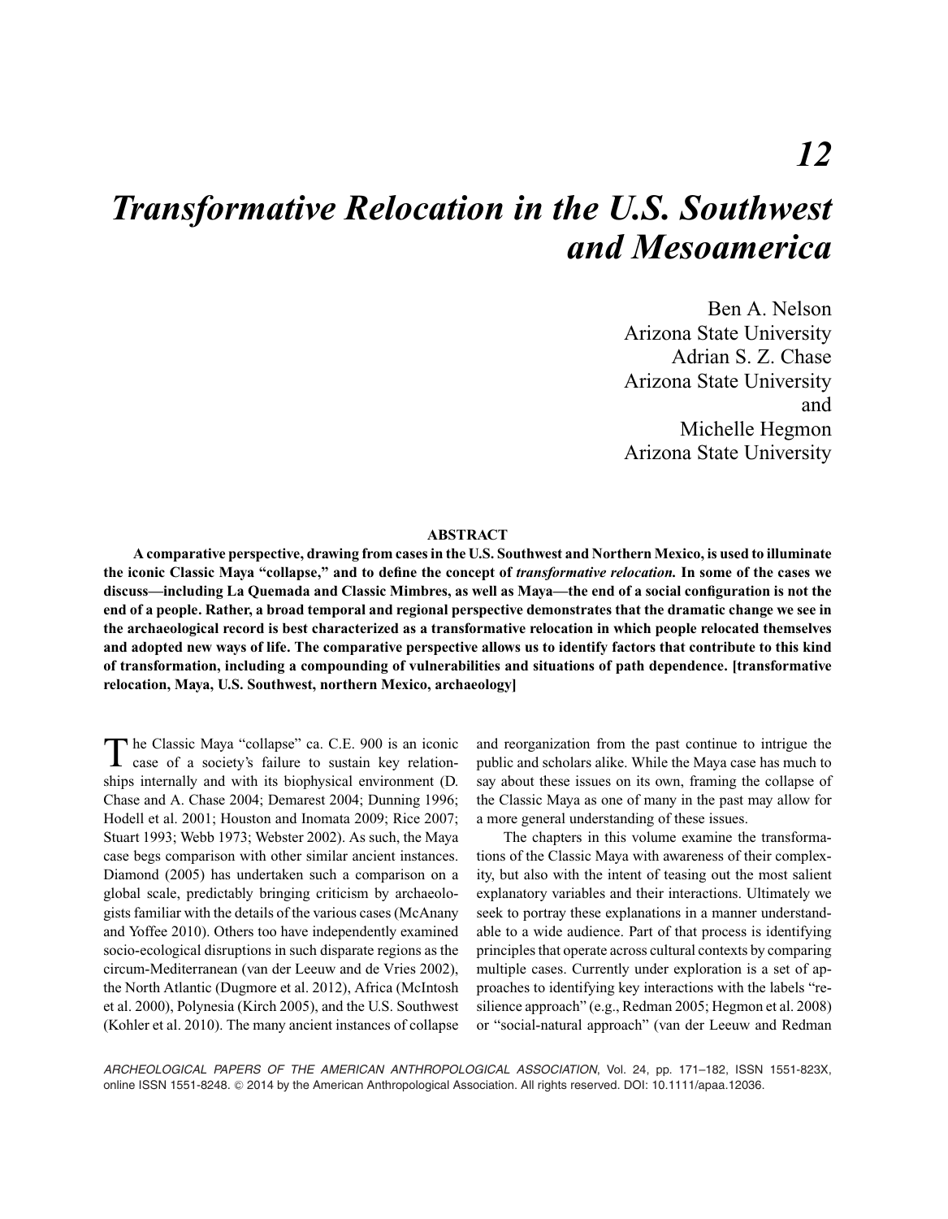# 12

# *Transformative Relocation in the U.S. Southwest and Mesoamerica*

Ben A. Nelson
Arizona State University
Adrian S. Z. Chase
Arizona State University
and
Michelle Hegmon
Arizona State University

### ABSTRACT

**A comparative perspective, drawing from cases in the U.S. Southwest and Northern Mexico, is used to illuminate the iconic Classic Maya "collapse," and to define the concept of *transformative relocation.* In some of the cases we discuss—including La Quemada and Classic Mimbres, as well as Maya—the end of a social configuration is not the end of a people. Rather, a broad temporal and regional perspective demonstrates that the dramatic change we see in the archaeological record is best characterized as a transformative relocation in which people relocated themselves and adopted new ways of life. The comparative perspective allows us to identify factors that contribute to this kind of transformation, including a compounding of vulnerabilities and situations of path dependence. [transformative relocation, Maya, U.S. Southwest, northern Mexico, archaeology]**

The Classic Maya "collapse" ca. C.E. 900 is an iconic case of a society's failure to sustain key relationships internally and with its biophysical environment (D. Chase and A. Chase 2004; Demarest 2004; Dunning 1996; Hodell et al. 2001; Houston and Inomata 2009; Rice 2007; Stuart 1993; Webb 1973; Webster 2002). As such, the Maya case begs comparison with other similar ancient instances. Diamond (2005) has undertaken such a comparison on a global scale, predictably bringing criticism by archaeologists familiar with the details of the various cases (McAnany and Yoffee 2010). Others too have independently examined socio-ecological disruptions in such disparate regions as the circum-Mediterranean (van der Leeuw and de Vries 2002), the North Atlantic (Dugmore et al. 2012), Africa (McIntosh et al. 2000), Polynesia (Kirch 2005), and the U.S. Southwest (Kohler et al. 2010). The many ancient instances of collapse and reorganization from the past continue to intrigue the public and scholars alike. While the Maya case has much to say about these issues on its own, framing the collapse of the Classic Maya as one of many in the past may allow for a more general understanding of these issues.

The chapters in this volume examine the transformations of the Classic Maya with awareness of their complexity, but also with the intent of teasing out the most salient explanatory variables and their interactions. Ultimately we seek to portray these explanations in a manner understandable to a wide audience. Part of that process is identifying principles that operate across cultural contexts by comparing multiple cases. Currently under exploration is a set of approaches to identifying key interactions with the labels "resilience approach" (e.g., Redman 2005; Hegmon et al. 2008) or "social-natural approach" (van der Leeuw and Redman

ARCHEOLOGICAL PAPERS OF THE AMERICAN ANTHROPOLOGICAL ASSOCIATION, Vol. 24, pp. 171–182, ISSN 1551-823X, online ISSN 1551-8248. © 2014 by the American Anthropological Association. All rights reserved. DOI: 10.1111/apaa.12036.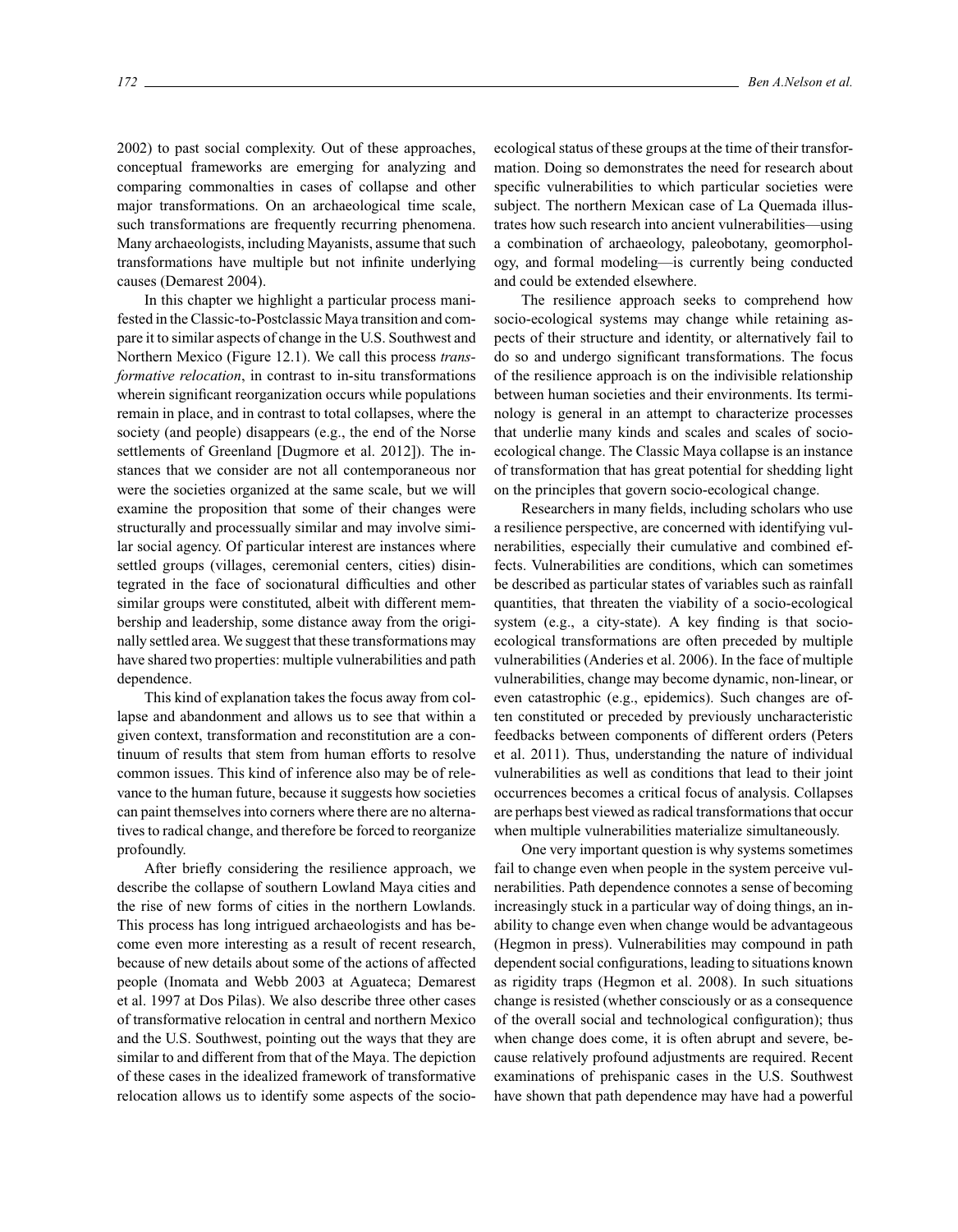2002) to past social complexity. Out of these approaches, conceptual frameworks are emerging for analyzing and comparing commonalties in cases of collapse and other major transformations. On an archaeological time scale, such transformations are frequently recurring phenomena. Many archaeologists, including Mayanists, assume that such transformations have multiple but not infinite underlying causes (Demarest 2004).

In this chapter we highlight a particular process manifested in the Classic-to-Postclassic Maya transition and compare it to similar aspects of change in the U.S. Southwest and Northern Mexico (Figure 12.1). We call this process *transformative relocation*, in contrast to in-situ transformations wherein significant reorganization occurs while populations remain in place, and in contrast to total collapses, where the society (and people) disappears (e.g., the end of the Norse settlements of Greenland [Dugmore et al. 2012]). The instances that we consider are not all contemporaneous nor were the societies organized at the same scale, but we will examine the proposition that some of their changes were structurally and processually similar and may involve similar social agency. Of particular interest are instances where settled groups (villages, ceremonial centers, cities) disintegrated in the face of socionatural difficulties and other similar groups were constituted, albeit with different membership and leadership, some distance away from the originally settled area. We suggest that these transformations may have shared two properties: multiple vulnerabilities and path dependence.

This kind of explanation takes the focus away from collapse and abandonment and allows us to see that within a given context, transformation and reconstitution are a continuum of results that stem from human efforts to resolve common issues. This kind of inference also may be of relevance to the human future, because it suggests how societies can paint themselves into corners where there are no alternatives to radical change, and therefore be forced to reorganize profoundly.

After briefly considering the resilience approach, we describe the collapse of southern Lowland Maya cities and the rise of new forms of cities in the northern Lowlands. This process has long intrigued archaeologists and has become even more interesting as a result of recent research, because of new details about some of the actions of affected people (Inomata and Webb 2003 at Aguateca; Demarest et al. 1997 at Dos Pilas). We also describe three other cases of transformative relocation in central and northern Mexico and the U.S. Southwest, pointing out the ways that they are similar to and different from that of the Maya. The depiction of these cases in the idealized framework of transformative relocation allows us to identify some aspects of the socio-ecological status of these groups at the time of their transformation. Doing so demonstrates the need for research about specific vulnerabilities to which particular societies were subject. The northern Mexican case of La Quemada illustrates how such research into ancient vulnerabilities—using a combination of archaeology, paleobotany, geomorphology, and formal modeling—is currently being conducted and could be extended elsewhere.

The resilience approach seeks to comprehend how socio-ecological systems may change while retaining aspects of their structure and identity, or alternatively fail to do so and undergo significant transformations. The focus of the resilience approach is on the indivisible relationship between human societies and their environments. Its terminology is general in an attempt to characterize processes that underlie many kinds and scales and scales of socio-ecological change. The Classic Maya collapse is an instance of transformation that has great potential for shedding light on the principles that govern socio-ecological change.

Researchers in many fields, including scholars who use a resilience perspective, are concerned with identifying vulnerabilities, especially their cumulative and combined effects. Vulnerabilities are conditions, which can sometimes be described as particular states of variables such as rainfall quantities, that threaten the viability of a socio-ecological system (e.g., a city-state). A key finding is that socio-ecological transformations are often preceded by multiple vulnerabilities (Anderies et al. 2006). In the face of multiple vulnerabilities, change may become dynamic, non-linear, or even catastrophic (e.g., epidemics). Such changes are often constituted or preceded by previously uncharacteristic feedbacks between components of different orders (Peters et al. 2011). Thus, understanding the nature of individual vulnerabilities as well as conditions that lead to their joint occurrences becomes a critical focus of analysis. Collapses are perhaps best viewed as radical transformations that occur when multiple vulnerabilities materialize simultaneously.

One very important question is why systems sometimes fail to change even when people in the system perceive vulnerabilities. Path dependence connotes a sense of becoming increasingly stuck in a particular way of doing things, an inability to change even when change would be advantageous (Hegmon in press). Vulnerabilities may compound in path dependent social configurations, leading to situations known as rigidity traps (Hegmon et al. 2008). In such situations change is resisted (whether consciously or as a consequence of the overall social and technological configuration); thus when change does come, it is often abrupt and severe, because relatively profound adjustments are required. Recent examinations of prehispanic cases in the U.S. Southwest have shown that path dependence may have had a powerful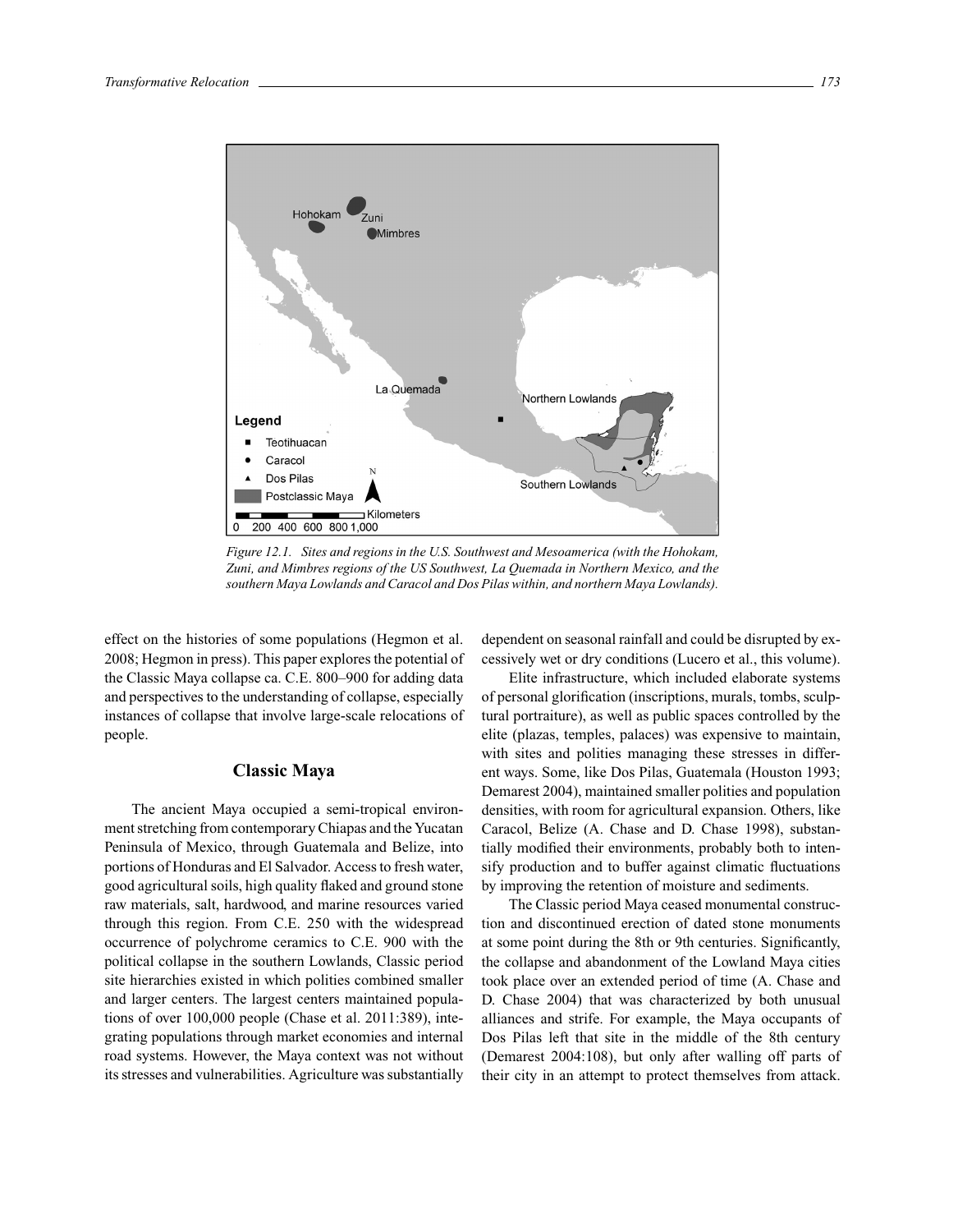*Figure 12.1. Sites and regions in the U.S. Southwest and Mesoamerica (with the Hohokam, Zuni, and Mimbres regions of the US Southwest, La Quemada in Northern Mexico, and the southern Maya Lowlands and Caracol and Dos Pilas within, and northern Maya Lowlands).*

effect on the histories of some populations (Hegmon et al. 2008; Hegmon in press). This paper explores the potential of the Classic Maya collapse ca. C.E. 800–900 for adding data and perspectives to the understanding of collapse, especially instances of collapse that involve large-scale relocations of people.

## Classic Maya

The ancient Maya occupied a semi-tropical environment stretching from contemporary Chiapas and the Yucatan Peninsula of Mexico, through Guatemala and Belize, into portions of Honduras and El Salvador. Access to fresh water, good agricultural soils, high quality flaked and ground stone raw materials, salt, hardwood, and marine resources varied through this region. From C.E. 250 with the widespread occurrence of polychrome ceramics to C.E. 900 with the political collapse in the southern Lowlands, Classic period site hierarchies existed in which polities combined smaller and larger centers. The largest centers maintained populations of over 100,000 people (Chase et al. 2011:389), integrating populations through market economies and internal road systems. However, the Maya context was not without its stresses and vulnerabilities. Agriculture was substantially dependent on seasonal rainfall and could be disrupted by excessively wet or dry conditions (Lucero et al., this volume).

Elite infrastructure, which included elaborate systems of personal glorification (inscriptions, murals, tombs, sculptural portraiture), as well as public spaces controlled by the elite (plazas, temples, palaces) was expensive to maintain, with sites and polities managing these stresses in different ways. Some, like Dos Pilas, Guatemala (Houston 1993; Demarest 2004), maintained smaller polities and population densities, with room for agricultural expansion. Others, like Caracol, Belize (A. Chase and D. Chase 1998), substantially modified their environments, probably both to intensify production and to buffer against climatic fluctuations by improving the retention of moisture and sediments.

The Classic period Maya ceased monumental construction and discontinued erection of dated stone monuments at some point during the 8th or 9th centuries. Significantly, the collapse and abandonment of the Lowland Maya cities took place over an extended period of time (A. Chase and D. Chase 2004) that was characterized by both unusual alliances and strife. For example, the Maya occupants of Dos Pilas left that site in the middle of the 8th century (Demarest 2004:108), but only after walling off parts of their city in an attempt to protect themselves from attack.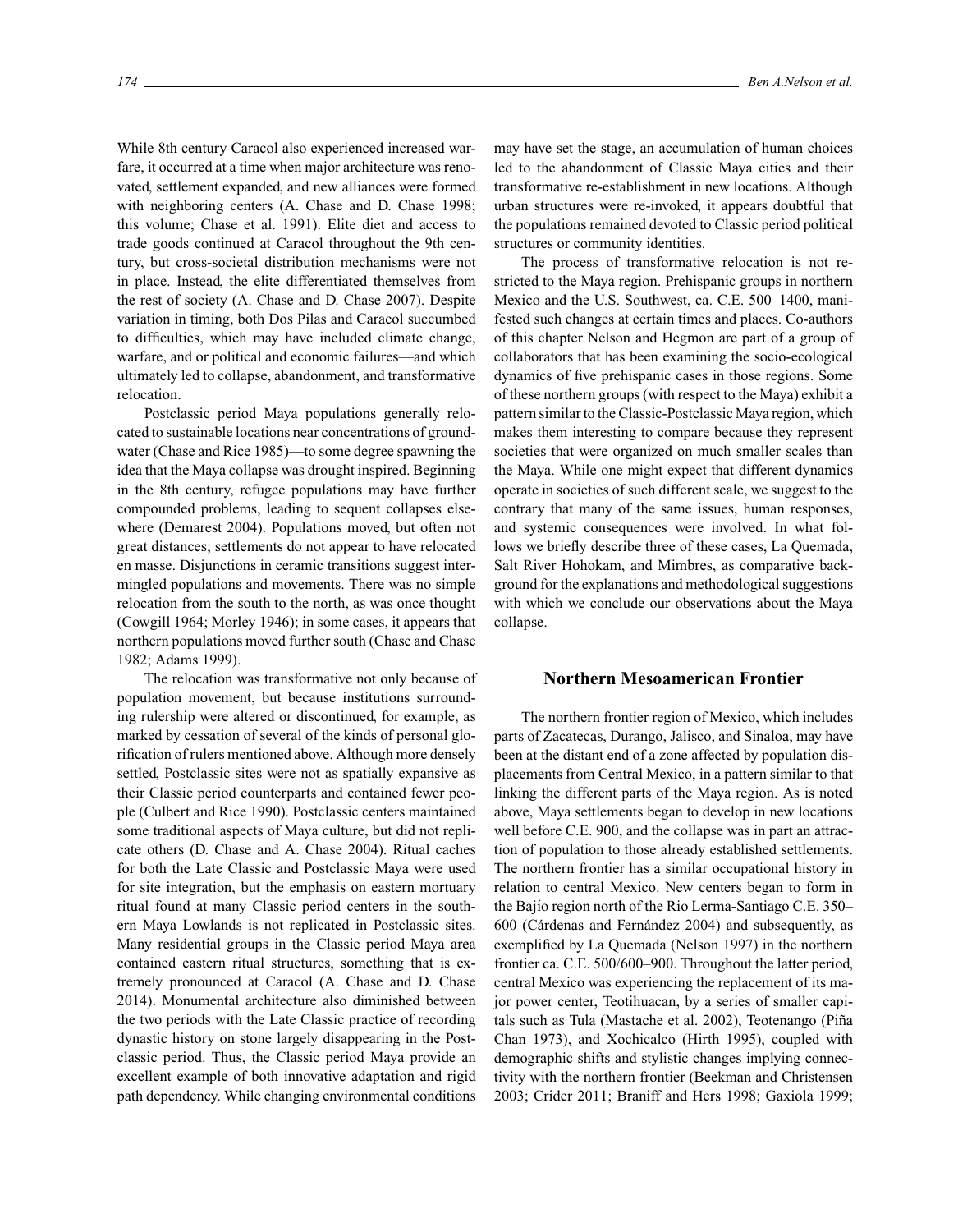While 8th century Caracol also experienced increased warfare, it occurred at a time when major architecture was renovated, settlement expanded, and new alliances were formed with neighboring centers (A. Chase and D. Chase 1998; this volume; Chase et al. 1991). Elite diet and access to trade goods continued at Caracol throughout the 9th century, but cross-societal distribution mechanisms were not in place. Instead, the elite differentiated themselves from the rest of society (A. Chase and D. Chase 2007). Despite variation in timing, both Dos Pilas and Caracol succumbed to difficulties, which may have included climate change, warfare, and or political and economic failures—and which ultimately led to collapse, abandonment, and transformative relocation.

Postclassic period Maya populations generally relocated to sustainable locations near concentrations of groundwater (Chase and Rice 1985)—to some degree spawning the idea that the Maya collapse was drought inspired. Beginning in the 8th century, refugee populations may have further compounded problems, leading to sequent collapses elsewhere (Demarest 2004). Populations moved, but often not great distances; settlements do not appear to have relocated en masse. Disjunctions in ceramic transitions suggest intermingled populations and movements. There was no simple relocation from the south to the north, as was once thought (Cowgill 1964; Morley 1946); in some cases, it appears that northern populations moved further south (Chase and Chase 1982; Adams 1999).

The relocation was transformative not only because of population movement, but because institutions surrounding rulership were altered or discontinued, for example, as marked by cessation of several of the kinds of personal glorification of rulers mentioned above. Although more densely settled, Postclassic sites were not as spatially expansive as their Classic period counterparts and contained fewer people (Culbert and Rice 1990). Postclassic centers maintained some traditional aspects of Maya culture, but did not replicate others (D. Chase and A. Chase 2004). Ritual caches for both the Late Classic and Postclassic Maya were used for site integration, but the emphasis on eastern mortuary ritual found at many Classic period centers in the southern Maya Lowlands is not replicated in Postclassic sites. Many residential groups in the Classic period Maya area contained eastern ritual structures, something that is extremely pronounced at Caracol (A. Chase and D. Chase 2014). Monumental architecture also diminished between the two periods with the Late Classic practice of recording dynastic history on stone largely disappearing in the Postclassic period. Thus, the Classic period Maya provide an excellent example of both innovative adaptation and rigid path dependency. While changing environmental conditions may have set the stage, an accumulation of human choices led to the abandonment of Classic Maya cities and their transformative re-establishment in new locations. Although urban structures were re-invoked, it appears doubtful that the populations remained devoted to Classic period political structures or community identities.

The process of transformative relocation is not restricted to the Maya region. Prehispanic groups in northern Mexico and the U.S. Southwest, ca. C.E. 500–1400, manifested such changes at certain times and places. Co-authors of this chapter Nelson and Hegmon are part of a group of collaborators that has been examining the socio-ecological dynamics of five prehispanic cases in those regions. Some of these northern groups (with respect to the Maya) exhibit a pattern similar to the Classic-Postclassic Maya region, which makes them interesting to compare because they represent societies that were organized on much smaller scales than the Maya. While one might expect that different dynamics operate in societies of such different scale, we suggest to the contrary that many of the same issues, human responses, and systemic consequences were involved. In what follows we briefly describe three of these cases, La Quemada, Salt River Hohokam, and Mimbres, as comparative background for the explanations and methodological suggestions with which we conclude our observations about the Maya collapse.

## Northern Mesoamerican Frontier

The northern frontier region of Mexico, which includes parts of Zacatecas, Durango, Jalisco, and Sinaloa, may have been at the distant end of a zone affected by population displacements from Central Mexico, in a pattern similar to that linking the different parts of the Maya region. As is noted above, Maya settlements began to develop in new locations well before C.E. 900, and the collapse was in part an attraction of population to those already established settlements. The northern frontier has a similar occupational history in relation to central Mexico. New centers began to form in the Bajío region north of the Rio Lerma-Santiago C.E. 350–600 (Cárdenas and Fernández 2004) and subsequently, as exemplified by La Quemada (Nelson 1997) in the northern frontier ca. C.E. 500/600–900. Throughout the latter period, central Mexico was experiencing the replacement of its major power center, Teotihuacan, by a series of smaller capitals such as Tula (Mastache et al. 2002), Teotenango (Piña Chan 1973), and Xochicalco (Hirth 1995), coupled with demographic shifts and stylistic changes implying connectivity with the northern frontier (Beekman and Christensen 2003; Crider 2011; Braniff and Hers 1998; Gaxiola 1999;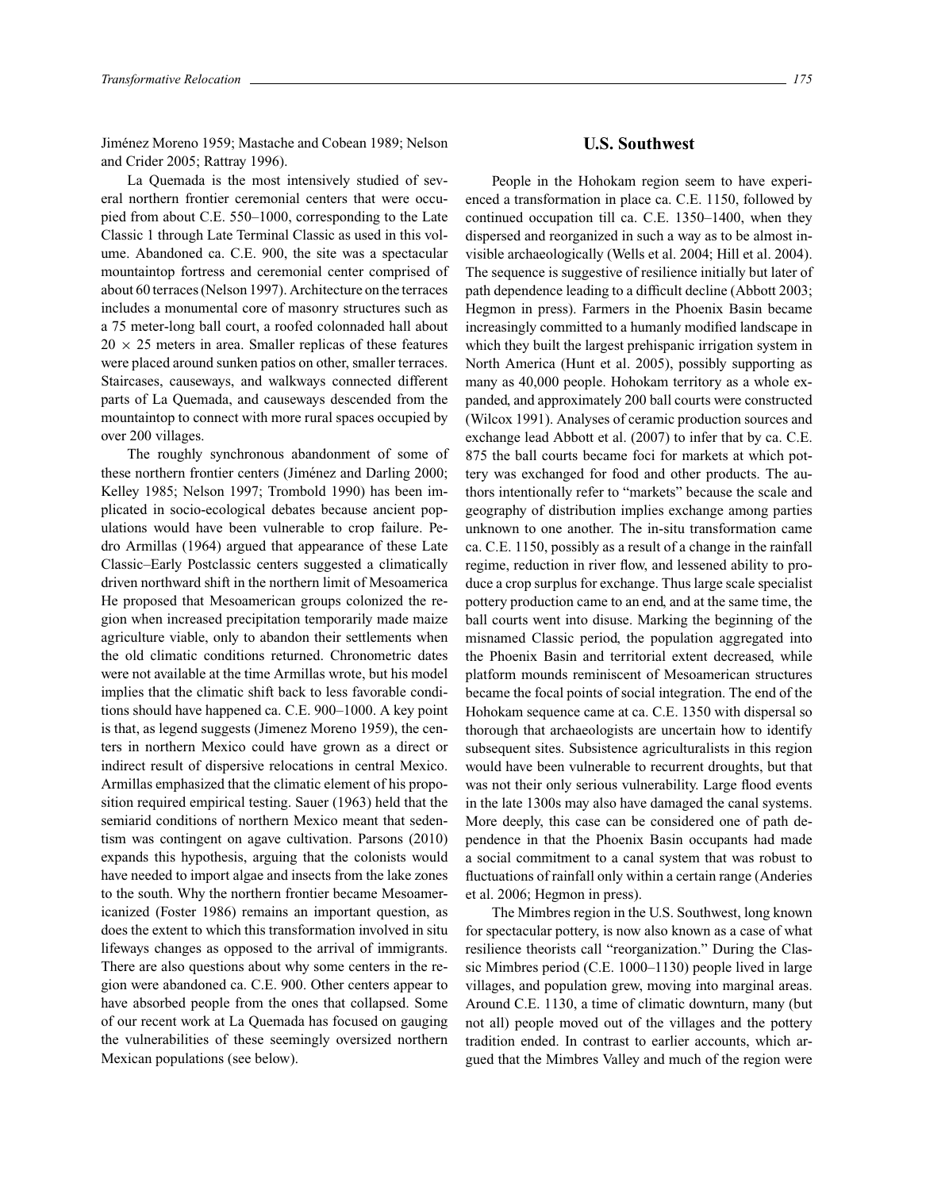Jiménez Moreno 1959; Mastache and Cobean 1989; Nelson and Crider 2005; Rattray 1996).

La Quemada is the most intensively studied of several northern frontier ceremonial centers that were occupied from about C.E. 550–1000, corresponding to the Late Classic 1 through Late Terminal Classic as used in this volume. Abandoned ca. C.E. 900, the site was a spectacular mountaintop fortress and ceremonial center comprised of about 60 terraces (Nelson 1997). Architecture on the terraces includes a monumental core of masonry structures such as a 75 meter-long ball court, a roofed colonnaded hall about $20 \times 25$ meters in area. Smaller replicas of these features were placed around sunken patios on other, smaller terraces. Staircases, causeways, and walkways connected different parts of La Quemada, and causeways descended from the mountaintop to connect with more rural spaces occupied by over 200 villages.

The roughly synchronous abandonment of some of these northern frontier centers (Jiménez and Darling 2000; Kelley 1985; Nelson 1997; Trombold 1990) has been implicated in socio-ecological debates because ancient populations would have been vulnerable to crop failure. Pedro Armillas (1964) argued that appearance of these Late Classic–Early Postclassic centers suggested a climatically driven northward shift in the northern limit of Mesoamerica He proposed that Mesoamerican groups colonized the region when increased precipitation temporarily made maize agriculture viable, only to abandon their settlements when the old climatic conditions returned. Chronometric dates were not available at the time Armillas wrote, but his model implies that the climatic shift back to less favorable conditions should have happened ca. C.E. 900–1000. A key point is that, as legend suggests (Jimenez Moreno 1959), the centers in northern Mexico could have grown as a direct or indirect result of dispersive relocations in central Mexico. Armillas emphasized that the climatic element of his proposition required empirical testing. Sauer (1963) held that the semiarid conditions of northern Mexico meant that sedentism was contingent on agave cultivation. Parsons (2010) expands this hypothesis, arguing that the colonists would have needed to import algae and insects from the lake zones to the south. Why the northern frontier became Mesoamericanized (Foster 1986) remains an important question, as does the extent to which this transformation involved in situ lifeways changes as opposed to the arrival of immigrants. There are also questions about why some centers in the region were abandoned ca. C.E. 900. Other centers appear to have absorbed people from the ones that collapsed. Some of our recent work at La Quemada has focused on gauging the vulnerabilities of these seemingly oversized northern Mexican populations (see below).

## U.S. Southwest

People in the Hohokam region seem to have experienced a transformation in place ca. C.E. 1150, followed by continued occupation till ca. C.E. 1350–1400, when they dispersed and reorganized in such a way as to be almost invisible archaeologically (Wells et al. 2004; Hill et al. 2004). The sequence is suggestive of resilience initially but later of path dependence leading to a difficult decline (Abbott 2003; Hegmon in press). Farmers in the Phoenix Basin became increasingly committed to a humanly modified landscape in which they built the largest prehispanic irrigation system in North America (Hunt et al. 2005), possibly supporting as many as 40,000 people. Hohokam territory as a whole expanded, and approximately 200 ball courts were constructed (Wilcox 1991). Analyses of ceramic production sources and exchange lead Abbott et al. (2007) to infer that by ca. C.E. 875 the ball courts became foci for markets at which pottery was exchanged for food and other products. The authors intentionally refer to "markets" because the scale and geography of distribution implies exchange among parties unknown to one another. The in-situ transformation came ca. C.E. 1150, possibly as a result of a change in the rainfall regime, reduction in river flow, and lessened ability to produce a crop surplus for exchange. Thus large scale specialist pottery production came to an end, and at the same time, the ball courts went into disuse. Marking the beginning of the misnamed Classic period, the population aggregated into the Phoenix Basin and territorial extent decreased, while platform mounds reminiscent of Mesoamerican structures became the focal points of social integration. The end of the Hohokam sequence came at ca. C.E. 1350 with dispersal so thorough that archaeologists are uncertain how to identify subsequent sites. Subsistence agriculturalists in this region would have been vulnerable to recurrent droughts, but that was not their only serious vulnerability. Large flood events in the late 1300s may also have damaged the canal systems. More deeply, this case can be considered one of path dependence in that the Phoenix Basin occupants had made a social commitment to a canal system that was robust to fluctuations of rainfall only within a certain range (Anderies et al. 2006; Hegmon in press).

The Mimbres region in the U.S. Southwest, long known for spectacular pottery, is now also known as a case of what resilience theorists call "reorganization." During the Classic Mimbres period (C.E. 1000–1130) people lived in large villages, and population grew, moving into marginal areas. Around C.E. 1130, a time of climatic downturn, many (but not all) people moved out of the villages and the pottery tradition ended. In contrast to earlier accounts, which argued that the Mimbres Valley and much of the region were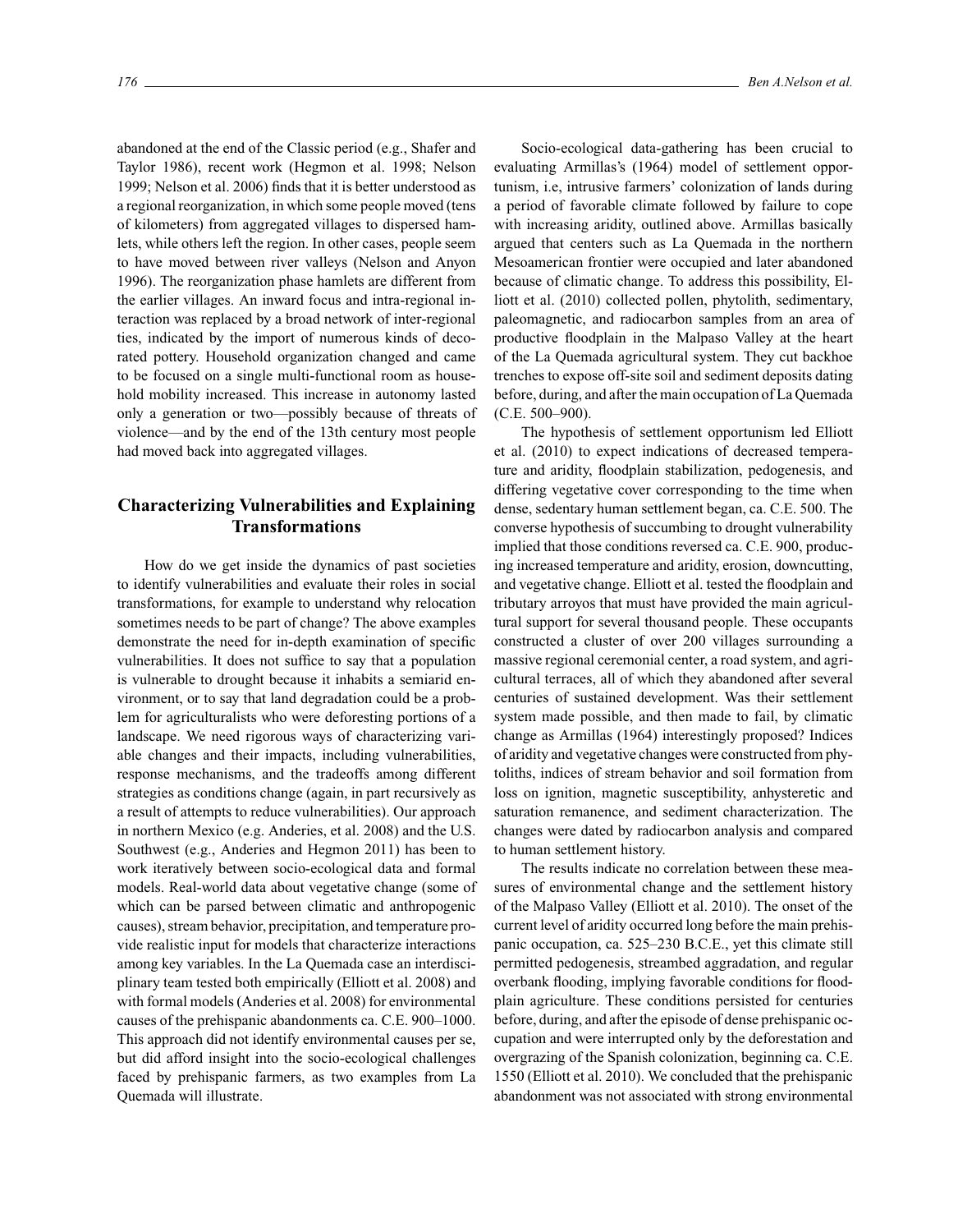abandoned at the end of the Classic period (e.g., Shafer and Taylor 1986), recent work (Hegmon et al. 1998; Nelson 1999; Nelson et al. 2006) finds that it is better understood as a regional reorganization, in which some people moved (tens of kilometers) from aggregated villages to dispersed hamlets, while others left the region. In other cases, people seem to have moved between river valleys (Nelson and Anyon 1996). The reorganization phase hamlets are different from the earlier villages. An inward focus and intra-regional interaction was replaced by a broad network of inter-regional ties, indicated by the import of numerous kinds of decorated pottery. Household organization changed and came to be focused on a single multi-functional room as household mobility increased. This increase in autonomy lasted only a generation or two—possibly because of threats of violence—and by the end of the 13th century most people had moved back into aggregated villages.

## Characterizing Vulnerabilities and Explaining Transformations

How do we get inside the dynamics of past societies to identify vulnerabilities and evaluate their roles in social transformations, for example to understand why relocation sometimes needs to be part of change? The above examples demonstrate the need for in-depth examination of specific vulnerabilities. It does not suffice to say that a population is vulnerable to drought because it inhabits a semiarid environment, or to say that land degradation could be a problem for agriculturalists who were deforesting portions of a landscape. We need rigorous ways of characterizing variable changes and their impacts, including vulnerabilities, response mechanisms, and the tradeoffs among different strategies as conditions change (again, in part recursively as a result of attempts to reduce vulnerabilities). Our approach in northern Mexico (e.g. Anderies, et al. 2008) and the U.S. Southwest (e.g., Anderies and Hegmon 2011) has been to work iteratively between socio-ecological data and formal models. Real-world data about vegetative change (some of which can be parsed between climatic and anthropogenic causes), stream behavior, precipitation, and temperature provide realistic input for models that characterize interactions among key variables. In the La Quemada case an interdisciplinary team tested both empirically (Elliott et al. 2008) and with formal models (Anderies et al. 2008) for environmental causes of the prehispanic abandonments ca. C.E. 900–1000. This approach did not identify environmental causes per se, but did afford insight into the socio-ecological challenges faced by prehispanic farmers, as two examples from La Quemada will illustrate.

Socio-ecological data-gathering has been crucial to evaluating Armillas's (1964) model of settlement opportunism, i.e, intrusive farmers' colonization of lands during a period of favorable climate followed by failure to cope with increasing aridity, outlined above. Armillas basically argued that centers such as La Quemada in the northern Mesoamerican frontier were occupied and later abandoned because of climatic change. To address this possibility, Elliott et al. (2010) collected pollen, phytolith, sedimentary, paleomagnetic, and radiocarbon samples from an area of productive floodplain in the Malpaso Valley at the heart of the La Quemada agricultural system. They cut backhoe trenches to expose off-site soil and sediment deposits dating before, during, and after the main occupation of La Quemada (C.E. 500–900).

The hypothesis of settlement opportunism led Elliott et al. (2010) to expect indications of decreased temperature and aridity, floodplain stabilization, pedogenesis, and differing vegetative cover corresponding to the time when dense, sedentary human settlement began, ca. C.E. 500. The converse hypothesis of succumbing to drought vulnerability implied that those conditions reversed ca. C.E. 900, producing increased temperature and aridity, erosion, downcutting, and vegetative change. Elliott et al. tested the floodplain and tributary arroyos that must have provided the main agricultural support for several thousand people. These occupants constructed a cluster of over 200 villages surrounding a massive regional ceremonial center, a road system, and agricultural terraces, all of which they abandoned after several centuries of sustained development. Was their settlement system made possible, and then made to fail, by climatic change as Armillas (1964) interestingly proposed? Indices of aridity and vegetative changes were constructed from phytoliths, indices of stream behavior and soil formation from loss on ignition, magnetic susceptibility, anhysteretic and saturation remenance, and sediment characterization. The changes were dated by radiocarbon analysis and compared to human settlement history.

The results indicate no correlation between these measures of environmental change and the settlement history of the Malpaso Valley (Elliott et al. 2010). The onset of the current level of aridity occurred long before the main prehispanic occupation, ca. 525–230 B.C.E., yet this climate still permitted pedogenesis, streambed aggradation, and regular overbank flooding, implying favorable conditions for floodplain agriculture. These conditions persisted for centuries before, during, and after the episode of dense prehispanic occupation and were interrupted only by the deforestation and overgrazing of the Spanish colonization, beginning ca. C.E. 1550 (Elliott et al. 2010). We concluded that the prehispanic abandonment was not associated with strong environmental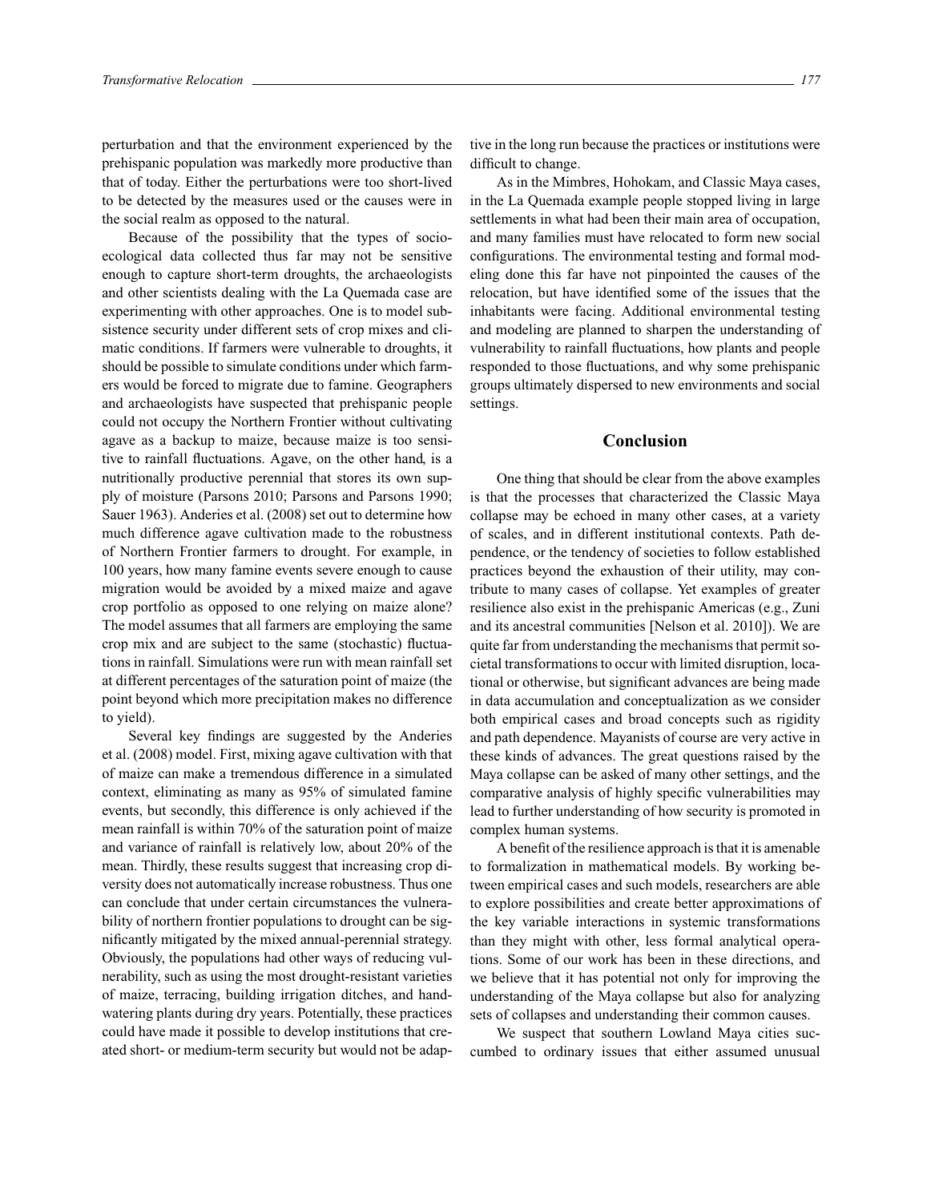perturbation and that the environment experienced by the prehispanic population was markedly more productive than that of today. Either the perturbations were too short-lived to be detected by the measures used or the causes were in the social realm as opposed to the natural.

Because of the possibility that the types of socioecological data collected thus far may not be sensitive enough to capture short-term droughts, the archaeologists and other scientists dealing with the La Quemada case are experimenting with other approaches. One is to model subsistence security under different sets of crop mixes and climatic conditions. If farmers were vulnerable to droughts, it should be possible to simulate conditions under which farmers would be forced to migrate due to famine. Geographers and archaeologists have suspected that prehispanic people could not occupy the Northern Frontier without cultivating agave as a backup to maize, because maize is too sensitive to rainfall fluctuations. Agave, on the other hand, is a nutritionally productive perennial that stores its own supply of moisture (Parsons 2010; Parsons and Parsons 1990; Sauer 1963). Anderies et al. (2008) set out to determine how much difference agave cultivation made to the robustness of Northern Frontier farmers to drought. For example, in 100 years, how many famine events severe enough to cause migration would be avoided by a mixed maize and agave crop portfolio as opposed to one relying on maize alone? The model assumes that all farmers are employing the same crop mix and are subject to the same (stochastic) fluctuations in rainfall. Simulations were run with mean rainfall set at different percentages of the saturation point of maize (the point beyond which more precipitation makes no difference to yield).

Several key findings are suggested by the Anderies et al. (2008) model. First, mixing agave cultivation with that of maize can make a tremendous difference in a simulated context, eliminating as many as 95% of simulated famine events, but secondly, this difference is only achieved if the mean rainfall is within 70% of the saturation point of maize and variance of rainfall is relatively low, about 20% of the mean. Thirdly, these results suggest that increasing crop diversity does not automatically increase robustness. Thus one can conclude that under certain circumstances the vulnerability of northern frontier populations to drought can be significantly mitigated by the mixed annual-perennial strategy. Obviously, the populations had other ways of reducing vulnerability, such as using the most drought-resistant varieties of maize, terracing, building irrigation ditches, and handwatering plants during dry years. Potentially, these practices could have made it possible to develop institutions that created short- or medium-term security but would not be adaptive in the long run because the practices or institutions were difficult to change.

As in the Mimbres, Hohokam, and Classic Maya cases, in the La Quemada example people stopped living in large settlements in what had been their main area of occupation, and many families must have relocated to form new social configurations. The environmental testing and formal modeling done this far have not pinpointed the causes of the relocation, but have identified some of the issues that the inhabitants were facing. Additional environmental testing and modeling are planned to sharpen the understanding of vulnerability to rainfall fluctuations, how plants and people responded to those fluctuations, and why some prehispanic groups ultimately dispersed to new environments and social settings.

## Conclusion

One thing that should be clear from the above examples is that the processes that characterized the Classic Maya collapse may be echoed in many other cases, at a variety of scales, and in different institutional contexts. Path dependence, or the tendency of societies to follow established practices beyond the exhaustion of their utility, may contribute to many cases of collapse. Yet examples of greater resilience also exist in the prehispanic Americas (e.g., Zuni and its ancestral communities [Nelson et al. 2010]). We are quite far from understanding the mechanisms that permit societal transformations to occur with limited disruption, locational or otherwise, but significant advances are being made in data accumulation and conceptualization as we consider both empirical cases and broad concepts such as rigidity and path dependence. Mayanists of course are very active in these kinds of advances. The great questions raised by the Maya collapse can be asked of many other settings, and the comparative analysis of highly specific vulnerabilities may lead to further understanding of how security is promoted in complex human systems.

A benefit of the resilience approach is that it is amenable to formalization in mathematical models. By working between empirical cases and such models, researchers are able to explore possibilities and create better approximations of the key variable interactions in systemic transformations than they might with other, less formal analytical operations. Some of our work has been in these directions, and we believe that it has potential not only for improving the understanding of the Maya collapse but also for analyzing sets of collapses and understanding their common causes.

We suspect that southern Lowland Maya cities succumbed to ordinary issues that either assumed unusual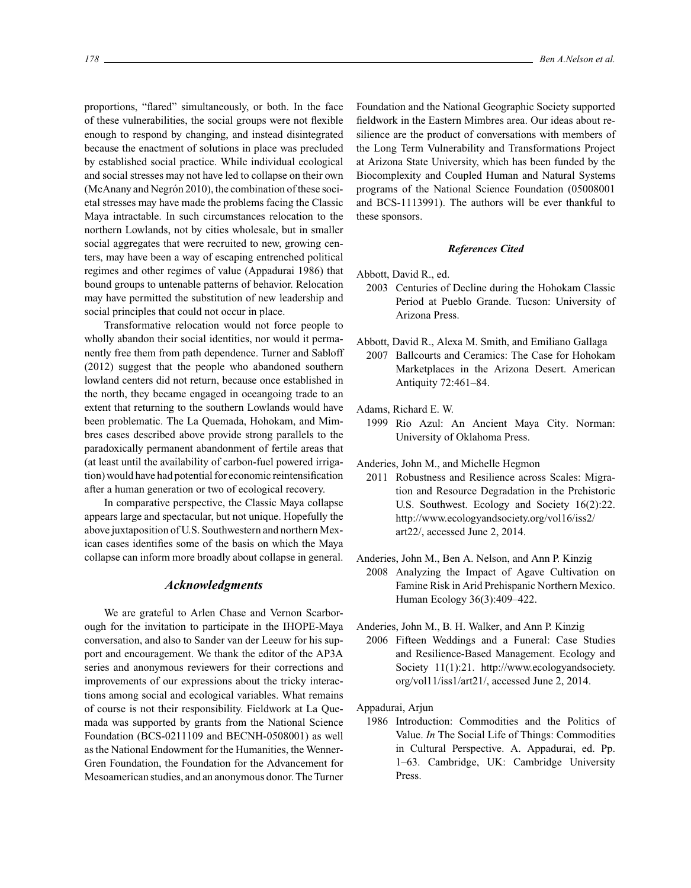proportions, "flared" simultaneously, or both. In the face of these vulnerabilities, the social groups were not flexible enough to respond by changing, and instead disintegrated because the enactment of solutions in place was precluded by established social practice. While individual ecological and social stresses may not have led to collapse on their own (McAnany and Negrón 2010), the combination of these societal stresses may have made the problems facing the Classic Maya intractable. In such circumstances relocation to the northern Lowlands, not by cities wholesale, but in smaller social aggregates that were recruited to new, growing centers, may have been a way of escaping entrenched political regimes and other regimes of value (Appadurai 1986) that bound groups to untenable patterns of behavior. Relocation may have permitted the substitution of new leadership and social principles that could not occur in place.

Transformative relocation would not force people to wholly abandon their social identities, nor would it permanently free them from path dependence. Turner and Sabloff (2012) suggest that the people who abandoned southern lowland centers did not return, because once established in the north, they became engaged in oceangoing trade to an extent that returning to the southern Lowlands would have been problematic. The La Quemada, Hohokam, and Mimbres cases described above provide strong parallels to the paradoxically permanent abandonment of fertile areas that (at least until the availability of carbon-fuel powered irrigation) would have had potential for economic reintensification after a human generation or two of ecological recovery.

In comparative perspective, the Classic Maya collapse appears large and spectacular, but not unique. Hopefully the above juxtaposition of U.S. Southwestern and northern Mexican cases identifies some of the basis on which the Maya collapse can inform more broadly about collapse in general.

## *Acknowledgments*

We are grateful to Arlen Chase and Vernon Scarborough for the invitation to participate in the IHOPE-Maya conversation, and also to Sander van der Leeuw for his support and encouragement. We thank the editor of the AP3A series and anonymous reviewers for their corrections and improvements of our expressions about the tricky interactions among social and ecological variables. What remains of course is not their responsibility. Fieldwork at La Quemada was supported by grants from the National Science Foundation (BCS-0211109 and BECNH-0508001) as well as the National Endowment for the Humanities, the Wenner-Gren Foundation, the Foundation for the Advancement for Mesoamerican studies, and an anonymous donor. The Turner Foundation and the National Geographic Society supported fieldwork in the Eastern Mimbres area. Our ideas about resilience are the product of conversations with members of the Long Term Vulnerability and Transformations Project at Arizona State University, which has been funded by the Biocomplexity and Coupled Human and Natural Systems programs of the National Science Foundation (05008001 and BCS-1113991). The authors will be ever thankful to these sponsors.

### *References Cited*

Abbott, David R., ed.
2003 Centuries of Decline during the Hohokam Classic Period at Pueblo Grande. Tucson: University of Arizona Press.

Abbott, David R., Alexa M. Smith, and Emiliano Gallaga
2007 Ballcourts and Ceramics: The Case for Hohokam Marketplaces in the Arizona Desert. American Antiquity 72:461–84.

Adams, Richard E. W.
1999 Rio Azul: An Ancient Maya City. Norman: University of Oklahoma Press.

Anderies, John M., and Michelle Hegmon
2011 Robustness and Resilience across Scales: Migration and Resource Degradation in the Prehistoric U.S. Southwest. Ecology and Society 16(2):22. http://www.ecologyandsociety.org/vol16/iss2/art22/, accessed June 2, 2014.

Anderies, John M., Ben A. Nelson, and Ann P. Kinzig
2008 Analyzing the Impact of Agave Cultivation on Famine Risk in Arid Prehispanic Northern Mexico. Human Ecology 36(3):409–422.

Anderies, John M., B. H. Walker, and Ann P. Kinzig
2006 Fifteen Weddings and a Funeral: Case Studies and Resilience-Based Management. Ecology and Society 11(1):21. http://www.ecologyandsociety.org/vol11/iss1/art21/, accessed June 2, 2014.

Appadurai, Arjun
1986 Introduction: Commodities and the Politics of Value. *In* The Social Life of Things: Commodities in Cultural Perspective. A. Appadurai, ed. Pp. 1–63. Cambridge, UK: Cambridge University Press.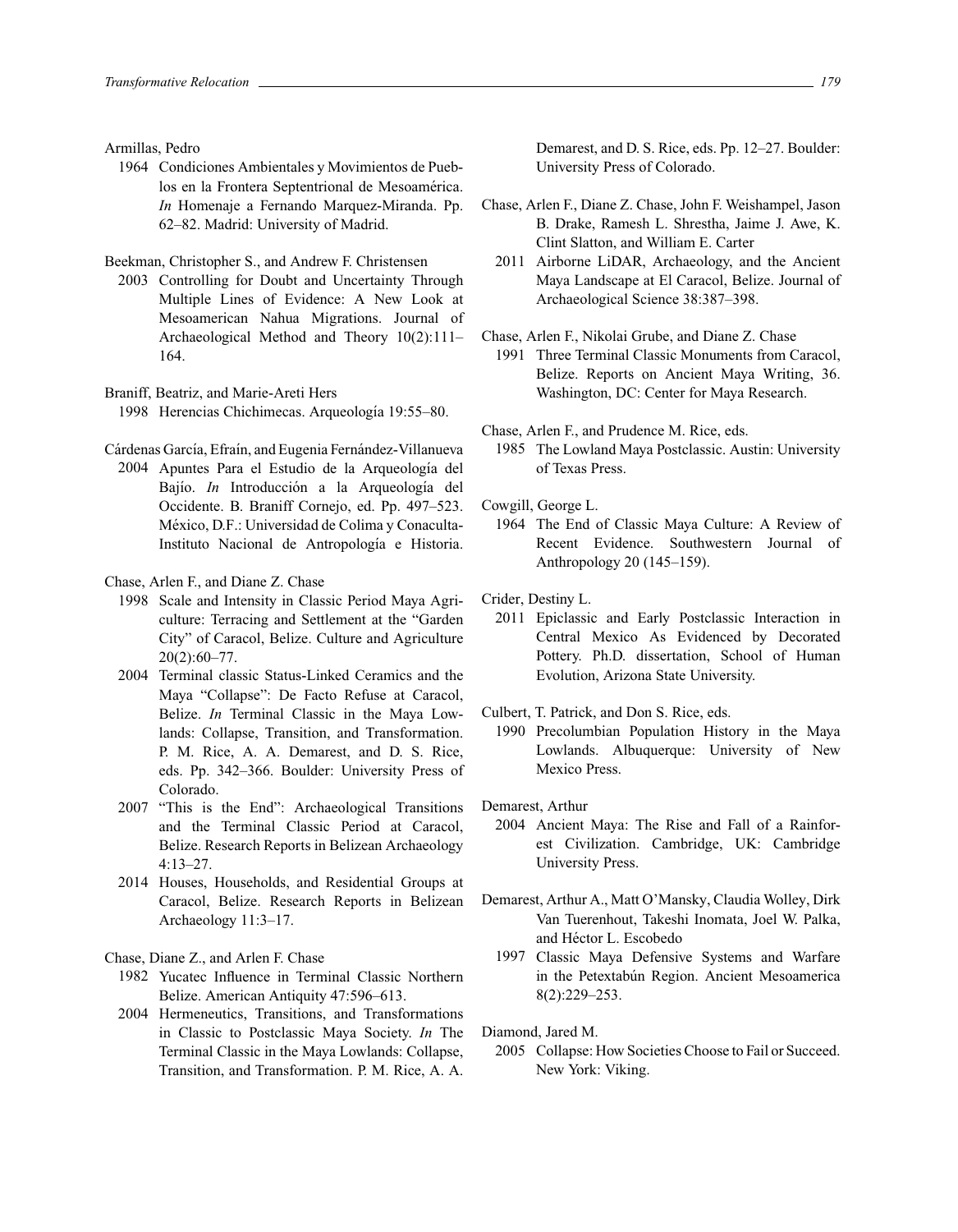Armillas, Pedro

1964 Condiciones Ambientales y Movimientos de Pueblos en la Frontera Septentrional de Mesoamérica. *In* Homenaje a Fernando Marquez-Miranda. Pp. 62–82. Madrid: University of Madrid.

Beekman, Christopher S., and Andrew F. Christensen

2003 Controlling for Doubt and Uncertainty Through Multiple Lines of Evidence: A New Look at Mesoamerican Nahua Migrations. Journal of Archaeological Method and Theory 10(2):111–164.

Braniff, Beatriz, and Marie-Areti Hers

1998 Herencias Chichimecas. Arqueología 19:55–80.

Cárdenas García, Efraín, and Eugenia Fernández-Villanueva

2004 Apuntes Para el Estudio de la Arqueología del Bajío. *In* Introducción a la Arqueología del Occidente. B. Braniff Cornejo, ed. Pp. 497–523. México, D.F.: Universidad de Colima y Conaculta-Instituto Nacional de Antropología e Historia.

Chase, Arlen F., and Diane Z. Chase

1998 Scale and Intensity in Classic Period Maya Agriculture: Terracing and Settlement at the "Garden City" of Caracol, Belize. Culture and Agriculture 20(2):60–77.

2004 Terminal classic Status-Linked Ceramics and the Maya "Collapse": De Facto Refuse at Caracol, Belize. *In* Terminal Classic in the Maya Lowlands: Collapse, Transition, and Transformation. P. M. Rice, A. A. Demarest, and D. S. Rice, eds. Pp. 342–366. Boulder: University Press of Colorado.

2007 "This is the End": Archaeological Transitions and the Terminal Classic Period at Caracol, Belize. Research Reports in Belizean Archaeology 4:13–27.

2014 Houses, Households, and Residential Groups at Caracol, Belize. Research Reports in Belizean Archaeology 11:3–17.

Chase, Diane Z., and Arlen F. Chase

1982 Yucatec Influence in Terminal Classic Northern Belize. American Antiquity 47:596–613.

2004 Hermeneutics, Transitions, and Transformations in Classic to Postclassic Maya Society. *In* The Terminal Classic in the Maya Lowlands: Collapse, Transition, and Transformation. P. M. Rice, A. A. Demarest, and D. S. Rice, eds. Pp. 12–27. Boulder: University Press of Colorado.

Chase, Arlen F., Diane Z. Chase, John F. Weishampel, Jason B. Drake, Ramesh L. Shrestha, Jaime J. Awe, K. Clint Slatton, and William E. Carter

2011 Airborne LiDAR, Archaeology, and the Ancient Maya Landscape at El Caracol, Belize. Journal of Archaeological Science 38:387–398.

Chase, Arlen F., Nikolai Grube, and Diane Z. Chase

1991 Three Terminal Classic Monuments from Caracol, Belize. Reports on Ancient Maya Writing, 36. Washington, DC: Center for Maya Research.

Chase, Arlen F., and Prudence M. Rice, eds.

1985 The Lowland Maya Postclassic. Austin: University of Texas Press.

Cowgill, George L.

1964 The End of Classic Maya Culture: A Review of Recent Evidence. Southwestern Journal of Anthropology 20 (145–159).

Crider, Destiny L.

2011 Epiclassic and Early Postclassic Interaction in Central Mexico As Evidenced by Decorated Pottery. Ph.D. dissertation, School of Human Evolution, Arizona State University.

Culbert, T. Patrick, and Don S. Rice, eds.

1990 Precolumbian Population History in the Maya Lowlands. Albuquerque: University of New Mexico Press.

Demarest, Arthur

2004 Ancient Maya: The Rise and Fall of a Rainforest Civilization. Cambridge, UK: Cambridge University Press.

Demarest, Arthur A., Matt O'Mansky, Claudia Wolley, Dirk Van Tuerenhout, Takeshi Inomata, Joel W. Palka, and Héctor L. Escobedo

1997 Classic Maya Defensive Systems and Warfare in the Petextabún Region. Ancient Mesoamerica 8(2):229–253.

Diamond, Jared M.

2005 Collapse: How Societies Choose to Fail or Succeed. New York: Viking.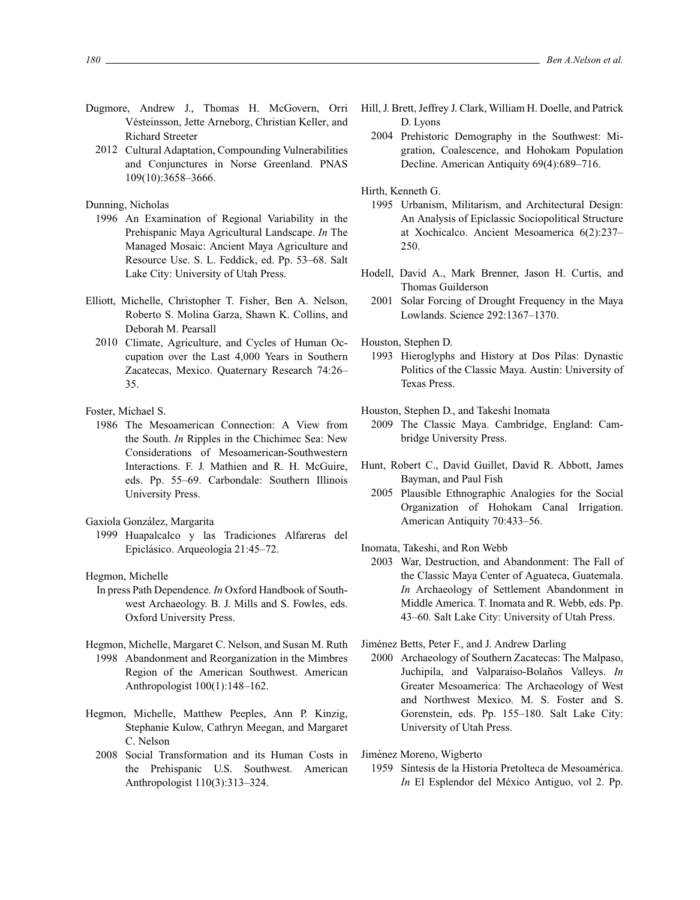Dugmore, Andrew J., Thomas H. McGovern, Orri Vésteinsson, Jette Arneborg, Christian Keller, and Richard Streeter
2012 Cultural Adaptation, Compounding Vulnerabilities and Conjunctures in Norse Greenland. PNAS 109(10):3658–3666.

Dunning, Nicholas
1996 An Examination of Regional Variability in the Prehispanic Maya Agricultural Landscape. *In* The Managed Mosaic: Ancient Maya Agriculture and Resource Use. S. L. Feddick, ed. Pp. 53–68. Salt Lake City: University of Utah Press.

Elliott, Michelle, Christopher T. Fisher, Ben A. Nelson, Roberto S. Molina Garza, Shawn K. Collins, and Deborah M. Pearsall
2010 Climate, Agriculture, and Cycles of Human Occupation over the Last 4,000 Years in Southern Zacatecas, Mexico. Quaternary Research 74:26–35.

Foster, Michael S.
1986 The Mesoamerican Connection: A View from the South. *In* Ripples in the Chichimec Sea: New Considerations of Mesoamerican-Southwestern Interactions. F. J. Mathien and R. H. McGuire, eds. Pp. 55–69. Carbondale: Southern Illinois University Press.

Gaxiola González, Margarita
1999 Huapalcalco y las Tradiciones Alfareras del Epiclásico. Arqueología 21:45–72.

Hegmon, Michelle
In press Path Dependence. *In* Oxford Handbook of Southwest Archaeology. B. J. Mills and S. Fowles, eds. Oxford University Press.

Hegmon, Michelle, Margaret C. Nelson, and Susan M. Ruth
1998 Abandonment and Reorganization in the Mimbres Region of the American Southwest. American Anthropologist 100(1):148–162.

Hegmon, Michelle, Matthew Peeples, Ann P. Kinzig, Stephanie Kulow, Cathryn Meegan, and Margaret C. Nelson
2008 Social Transformation and its Human Costs in the Prehispanic U.S. Southwest. American Anthropologist 110(3):313–324.

Hill, J. Brett, Jeffrey J. Clark, William H. Doelle, and Patrick D. Lyons
2004 Prehistoric Demography in the Southwest: Migration, Coalescence, and Hohokam Population Decline. American Antiquity 69(4):689–716.

Hirth, Kenneth G.
1995 Urbanism, Militarism, and Architectural Design: An Analysis of Epiclassic Sociopolitical Structure at Xochicalco. Ancient Mesoamerica 6(2):237–250.

Hodell, David A., Mark Brenner, Jason H. Curtis, and Thomas Guilderson
2001 Solar Forcing of Drought Frequency in the Maya Lowlands. Science 292:1367–1370.

Houston, Stephen D.
1993 Hieroglyphs and History at Dos Pilas: Dynastic Politics of the Classic Maya. Austin: University of Texas Press.

Houston, Stephen D., and Takeshi Inomata
2009 The Classic Maya. Cambridge, England: Cambridge University Press.

Hunt, Robert C., David Guillet, David R. Abbott, James Bayman, and Paul Fish
2005 Plausible Ethnographic Analogies for the Social Organization of Hohokam Canal Irrigation. American Antiquity 70:433–56.

Inomata, Takeshi, and Ron Webb
2003 War, Destruction, and Abandonment: The Fall of the Classic Maya Center of Aguateca, Guatemala. *In* Archaeology of Settlement Abandonment in Middle America. T. Inomata and R. Webb, eds. Pp. 43–60. Salt Lake City: University of Utah Press.

Jiménez Betts, Peter F., and J. Andrew Darling
2000 Archaeology of Southern Zacatecas: The Malpaso, Juchipila, and Valparaiso-Bolaños Valleys. *In* Greater Mesoamerica: The Archaeology of West and Northwest Mexico. M. S. Foster and S. Gorenstein, eds. Pp. 155–180. Salt Lake City: University of Utah Press.

Jiménez Moreno, Wigberto
1959 Síntesis de la Historia Pretolteca de Mesoamérica. *In* El Esplendor del México Antiguo, vol 2. Pp.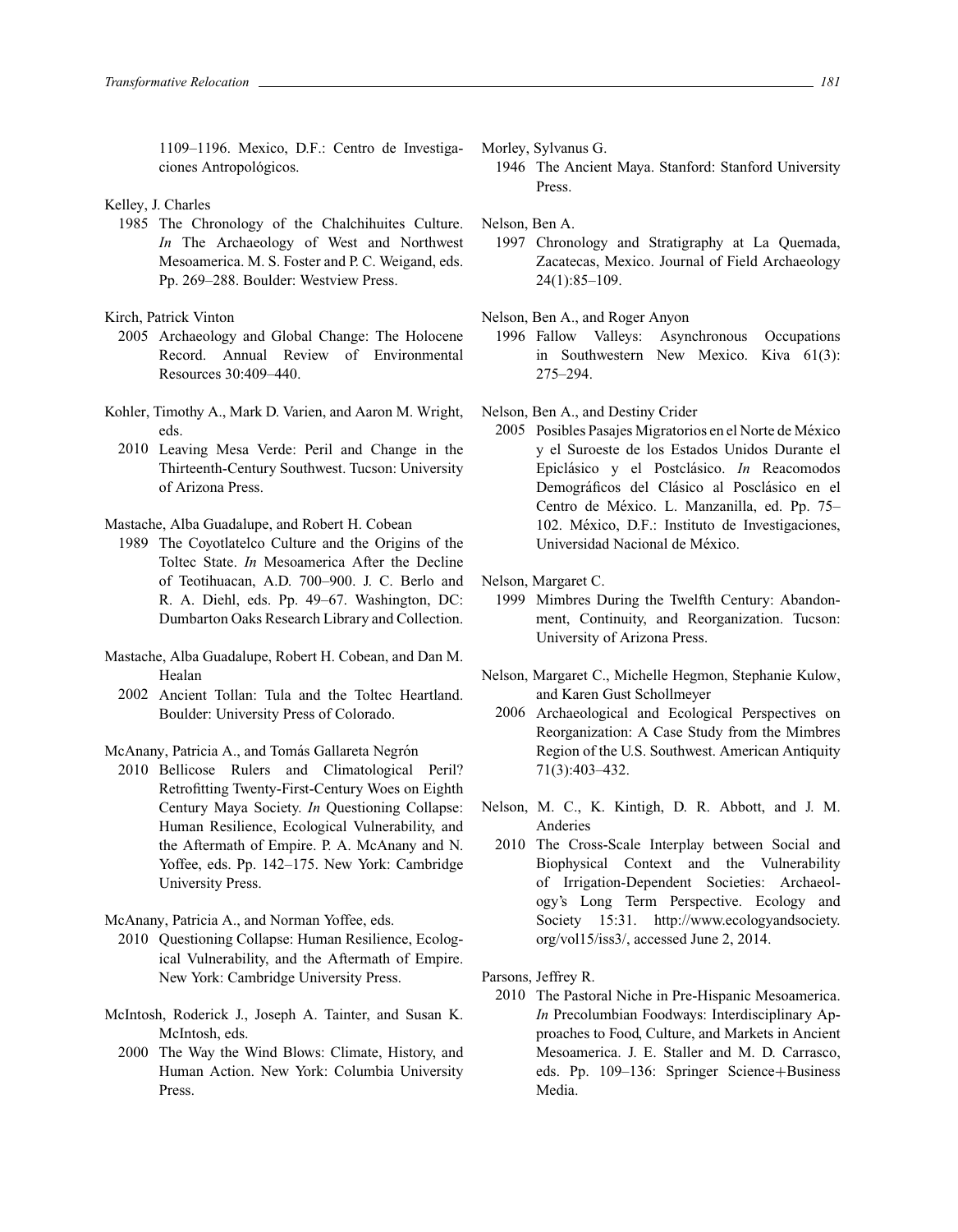1109–1196. Mexico, D.F.: Centro de Investigaciones Antropológicos.

Kelley, J. Charles

1985 The Chronology of the Chalchihuites Culture. *In* The Archaeology of West and Northwest Mesoamerica. M. S. Foster and P. C. Weigand, eds. Pp. 269–288. Boulder: Westview Press.

Kirch, Patrick Vinton

2005 Archaeology and Global Change: The Holocene Record. Annual Review of Environmental Resources 30:409–440.

Kohler, Timothy A., Mark D. Varien, and Aaron M. Wright, eds.

2010 Leaving Mesa Verde: Peril and Change in the Thirteenth-Century Southwest. Tucson: University of Arizona Press.

Mastache, Alba Guadalupe, and Robert H. Cobean

1989 The Coyotlatelco Culture and the Origins of the Toltec State. *In* Mesoamerica After the Decline of Teotihuacan, A.D. 700–900. J. C. Berlo and R. A. Diehl, eds. Pp. 49–67. Washington, DC: Dumbarton Oaks Research Library and Collection.

Mastache, Alba Guadalupe, Robert H. Cobean, and Dan M. Healan

2002 Ancient Tollan: Tula and the Toltec Heartland. Boulder: University Press of Colorado.

McAnany, Patricia A., and Tomás Gallareta Negrón

2010 Bellicose Rulers and Climatological Peril? Retrofitting Twenty-First-Century Woes on Eighth Century Maya Society. *In* Questioning Collapse: Human Resilience, Ecological Vulnerability, and the Aftermath of Empire. P. A. McAnany and N. Yoffee, eds. Pp. 142–175. New York: Cambridge University Press.

McAnany, Patricia A., and Norman Yoffee, eds.

2010 Questioning Collapse: Human Resilience, Ecological Vulnerability, and the Aftermath of Empire. New York: Cambridge University Press.

McIntosh, Roderick J., Joseph A. Tainter, and Susan K. McIntosh, eds.

2000 The Way the Wind Blows: Climate, History, and Human Action. New York: Columbia University Press.

Morley, Sylvanus G.

1946 The Ancient Maya. Stanford: Stanford University Press.

Nelson, Ben A.

1997 Chronology and Stratigraphy at La Quemada, Zacatecas, Mexico. Journal of Field Archaeology 24(1):85–109.

Nelson, Ben A., and Roger Anyon

1996 Fallow Valleys: Asynchronous Occupations in Southwestern New Mexico. Kiva 61(3): 275–294.

Nelson, Ben A., and Destiny Crider

2005 Posibles Pasajes Migratorios en el Norte de México y el Suroeste de los Estados Unidos Durante el Epiclásico y el Postclásico. *In* Reacomodos Demográficos del Clásico al Posclásico en el Centro de México. L. Manzanilla, ed. Pp. 75–102. México, D.F.: Instituto de Investigaciones, Universidad Nacional de México.

Nelson, Margaret C.

1999 Mimbres During the Twelfth Century: Abandonment, Continuity, and Reorganization. Tucson: University of Arizona Press.

Nelson, Margaret C., Michelle Hegmon, Stephanie Kulow, and Karen Gust Schollmeyer

2006 Archaeological and Ecological Perspectives on Reorganization: A Case Study from the Mimbres Region of the U.S. Southwest. American Antiquity 71(3):403–432.

Nelson, M. C., K. Kintigh, D. R. Abbott, and J. M. Anderies

2010 The Cross-Scale Interplay between Social and Biophysical Context and the Vulnerability of Irrigation-Dependent Societies: Archaeology's Long Term Perspective. Ecology and Society 15:31. http://www.ecologyandsociety.org/vol15/iss3/, accessed June 2, 2014.

Parsons, Jeffrey R.

2010 The Pastoral Niche in Pre-Hispanic Mesoamerica. *In* Precolumbian Foodways: Interdisciplinary Approaches to Food, Culture, and Markets in Ancient Mesoamerica. J. E. Staller and M. D. Carrasco, eds. Pp. 109–136: Springer Science+Business Media.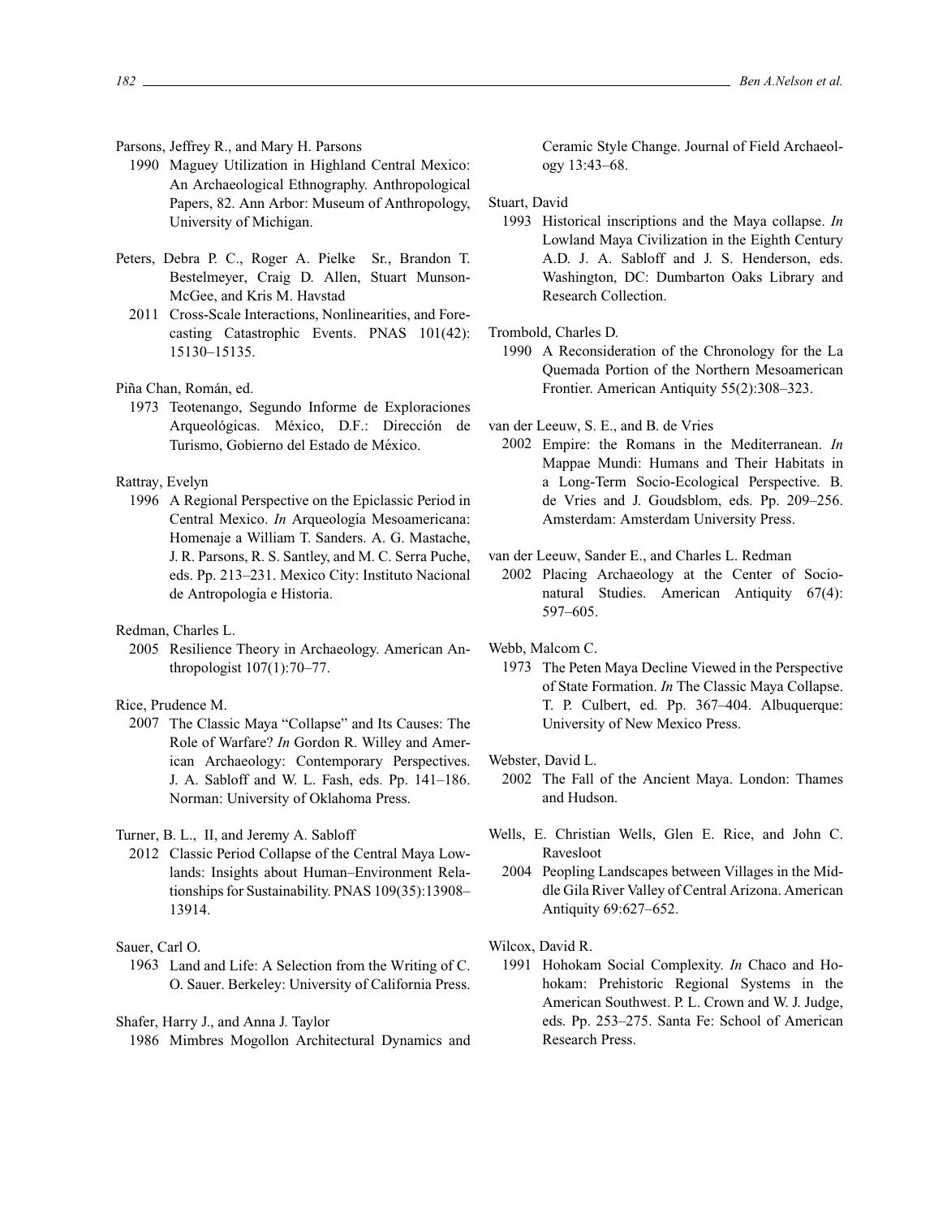Parsons, Jeffrey R., and Mary H. Parsons

1990 Maguey Utilization in Highland Central Mexico: An Archaeological Ethnography. Anthropological Papers, 82. Ann Arbor: Museum of Anthropology, University of Michigan.

Peters, Debra P. C., Roger A. Pielke Sr., Brandon T. Bestelmeyer, Craig D. Allen, Stuart Munson-McGee, and Kris M. Havstad

2011 Cross-Scale Interactions, Nonlinearities, and Forecasting Catastrophic Events. PNAS 101(42): 15130–15135.

Piña Chan, Román, ed.

1973 Teotenango, Segundo Informe de Exploraciones Arqueológicas. México, D.F.: Dirección de Turismo, Gobierno del Estado de México.

Rattray, Evelyn

1996 A Regional Perspective on the Epiclassic Period in Central Mexico. *In* Arqueología Mesoamericana: Homenaje a William T. Sanders. A. G. Mastache, J. R. Parsons, R. S. Santley, and M. C. Serra Puche, eds. Pp. 213–231. Mexico City: Instituto Nacional de Antropología e Historia.

Redman, Charles L.

2005 Resilience Theory in Archaeology. American Anthropologist 107(1):70–77.

Rice, Prudence M.

2007 The Classic Maya "Collapse" and Its Causes: The Role of Warfare? *In* Gordon R. Willey and American Archaeology: Contemporary Perspectives. J. A. Sabloff and W. L. Fash, eds. Pp. 141–186. Norman: University of Oklahoma Press.

Turner, B. L., II, and Jeremy A. Sabloff

2012 Classic Period Collapse of the Central Maya Lowlands: Insights about Human–Environment Relationships for Sustainability. PNAS 109(35):13908–13914.

Sauer, Carl O.

1963 Land and Life: A Selection from the Writing of C. O. Sauer. Berkeley: University of California Press.

Shafer, Harry J., and Anna J. Taylor

1986 Mimbres Mogollon Architectural Dynamics and Ceramic Style Change. Journal of Field Archaeology 13:43–68.

Stuart, David

1993 Historical inscriptions and the Maya collapse. *In* Lowland Maya Civilization in the Eighth Century A.D. J. A. Sabloff and J. S. Henderson, eds. Washington, DC: Dumbarton Oaks Library and Research Collection.

Trombold, Charles D.

1990 A Reconsideration of the Chronology for the La Quemada Portion of the Northern Mesoamerican Frontier. American Antiquity 55(2):308–323.

van der Leeuw, S. E., and B. de Vries

2002 Empire: the Romans in the Mediterranean. *In* Mappae Mundi: Humans and Their Habitats in a Long-Term Socio-Ecological Perspective. B. de Vries and J. Goudsblom, eds. Pp. 209–256. Amsterdam: Amsterdam University Press.

van der Leeuw, Sander E., and Charles L. Redman

2002 Placing Archaeology at the Center of Socio-natural Studies. American Antiquity 67(4): 597–605.

Webb, Malcom C.

1973 The Peten Maya Decline Viewed in the Perspective of State Formation. *In* The Classic Maya Collapse. T. P. Culbert, ed. Pp. 367–404. Albuquerque: University of New Mexico Press.

Webster, David L.

2002 The Fall of the Ancient Maya. London: Thames and Hudson.

Wells, E. Christian Wells, Glen E. Rice, and John C. Ravesloot

2004 Peopling Landscapes between Villages in the Middle Gila River Valley of Central Arizona. American Antiquity 69:627–652.

Wilcox, David R.

1991 Hohokam Social Complexity. *In* Chaco and Hohokam: Prehistoric Regional Systems in the American Southwest. P. L. Crown and W. J. Judge, eds. Pp. 253–275. Santa Fe: School of American Research Press.